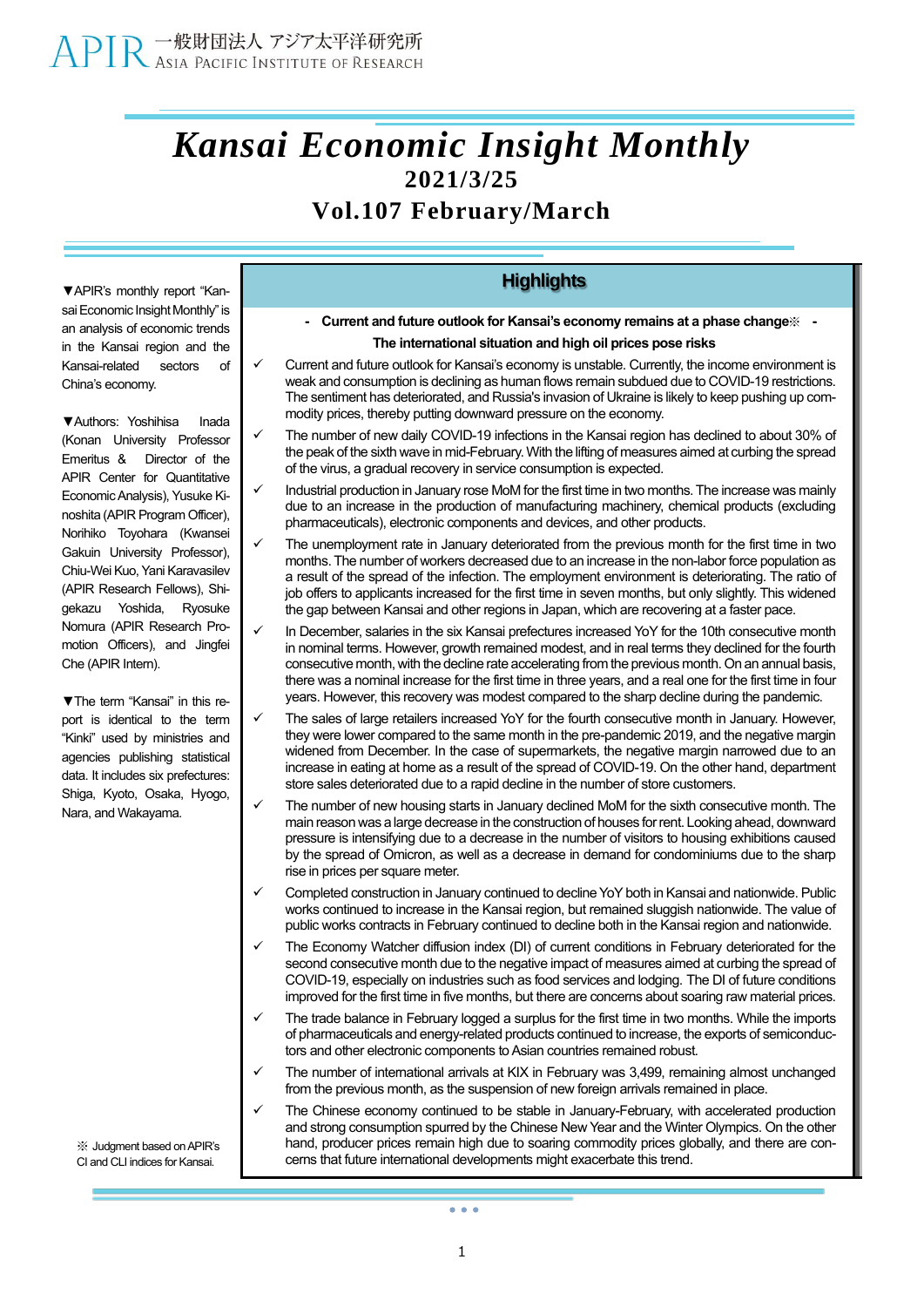APIR 一般財団法人 アジア太平洋研究所
ASIA PACIFIC INSTITUTE OF RESEARCH

# *Kansai Economic Insight Monthly*

**2021/3/25**

**Vol.107 February/March**

▼APIR's monthly report "Kansai Economic Insight Monthly" is an analysis of economic trends in the Kansai region and the Kansai-related sectors of China's economy.

▼Authors: Yoshihisa Inada (Konan University Professor Emeritus & Director of the APIR Center for Quantitative Economic Analysis), Yusuke Kinoshita (APIR Program Officer), Norihiko Toyohara (Kwansei Gakuin University Professor), Chiu-Wei Kuo, Yani Karavasilev (APIR Research Fellows), Shigekazu Yoshida, Ryosuke Nomura (APIR Research Promotion Officers), and Jingfei Che (APIR Intern).

▼The term "Kansai" in this report is identical to the term "Kinki" used by ministries and agencies publishing statistical data. It includes six prefectures: Shiga, Kyoto, Osaka, Hyogo, Nara, and Wakayama.

※ Judgment based on APIR's CI and CLI indices for Kansai.

## Highlights

**- Current and future outlook for Kansai's economy remains at a phase change※ -**
**The international situation and high oil prices pose risks**

- ✓ Current and future outlook for Kansai's economy is unstable. Currently, the income environment is weak and consumption is declining as human flows remain subdued due to COVID-19 restrictions. The sentiment has deteriorated, and Russia's invasion of Ukraine is likely to keep pushing up commodity prices, thereby putting downward pressure on the economy.
- ✓ The number of new daily COVID-19 infections in the Kansai region has declined to about 30% of the peak of the sixth wave in mid-February. With the lifting of measures aimed at curbing the spread of the virus, a gradual recovery in service consumption is expected.
- ✓ Industrial production in January rose MoM for the first time in two months. The increase was mainly due to an increase in the production of manufacturing machinery, chemical products (excluding pharmaceuticals), electronic components and devices, and other products.
- ✓ The unemployment rate in January deteriorated from the previous month for the first time in two months. The number of workers decreased due to an increase in the non-labor force population as a result of the spread of the infection. The employment environment is deteriorating. The ratio of job offers to applicants increased for the first time in seven months, but only slightly. This widened the gap between Kansai and other regions in Japan, which are recovering at a faster pace.
- ✓ In December, salaries in the six Kansai prefectures increased YoY for the 10th consecutive month in nominal terms. However, growth remained modest, and in real terms they declined for the fourth consecutive month, with the decline rate accelerating from the previous month. On an annual basis, there was a nominal increase for the first time in three years, and a real one for the first time in four years. However, this recovery was modest compared to the sharp decline during the pandemic.
- ✓ The sales of large retailers increased YoY for the fourth consecutive month in January. However, they were lower compared to the same month in the pre-pandemic 2019, and the negative margin widened from December. In the case of supermarkets, the negative margin narrowed due to an increase in eating at home as a result of the spread of COVID-19. On the other hand, department store sales deteriorated due to a rapid decline in the number of store customers.
- ✓ The number of new housing starts in January declined MoM for the sixth consecutive month. The main reason was a large decrease in the construction of houses for rent. Looking ahead, downward pressure is intensifying due to a decrease in the number of visitors to housing exhibitions caused by the spread of Omicron, as well as a decrease in demand for condominiums due to the sharp rise in prices per square meter.
- ✓ Completed construction in January continued to decline YoY both in Kansai and nationwide. Public works continued to increase in the Kansai region, but remained sluggish nationwide. The value of public works contracts in February continued to decline both in the Kansai region and nationwide.
- ✓ The Economy Watcher diffusion index (DI) of current conditions in February deteriorated for the second consecutive month due to the negative impact of measures aimed at curbing the spread of COVID-19, especially on industries such as food services and lodging. The DI of future conditions improved for the first time in five months, but there are concerns about soaring raw material prices.
- ✓ The trade balance in February logged a surplus for the first time in two months. While the imports of pharmaceuticals and energy-related products continued to increase, the exports of semiconductors and other electronic components to Asian countries remained robust.
- ✓ The number of international arrivals at KIX in February was 3,499, remaining almost unchanged from the previous month, as the suspension of new foreign arrivals remained in place.
- ✓ The Chinese economy continued to be stable in January-February, with accelerated production and strong consumption spurred by the Chinese New Year and the Winter Olympics. On the other hand, producer prices remain high due to soaring commodity prices globally, and there are concerns that future international developments might exacerbate this trend.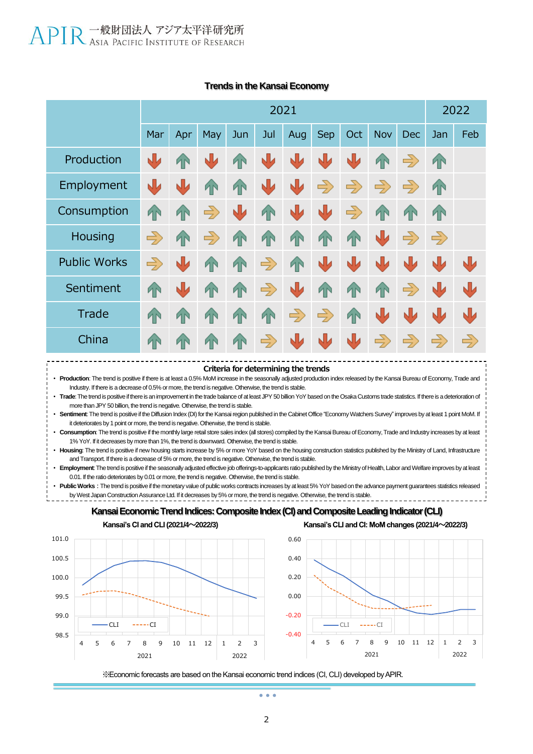## Trends in the Kansai Economy

| | 2021 | | | | | | | | | | 2022 | |
|---|---|---|---|---|---|---|---|---|---|---|---|---|
| | Mar | Apr | May | Jun | Jul | Aug | Sep | Oct | Nov | Dec | Jan | Feb |
| Production | ↓ | ↑ | ↓ | ↑ | ↓ | ↓ | ↓ | ↓ | ↑ | → | ↑ | |
| Employment | ↓ | ↓ | ↑ | ↑ | ↓ | ↓ | → | → | → | → | ↑ | |
| Consumption | ↑ | ↑ | → | ↓ | ↑ | ↓ | ↓ | → | ↑ | ↑ | ↑ | |
| Housing | → | ↑ | → | ↑ | ↑ | ↑ | ↑ | ↑ | ↓ | → | → | |
| Public Works | → | ↓ | ↑ | ↑ | → | ↑ | ↓ | ↓ | ↓ | ↓ | ↓ | ↓ |
| Sentiment | ↑ | ↓ | ↑ | ↑ | → | ↓ | ↑ | ↑ | ↑ | → | ↓ | ↓ |
| Trade | ↑ | ↑ | ↑ | ↑ | ↑ | → | → | ↑ | ↓ | ↓ | ↓ | ↓ |
| China | ↑ | ↑ | ↑ | ↑ | → | ↓ | ↓ | ↓ | → | → | → | → |

**Criteria for determining the trends**

- **Production**: The trend is positive if there is at least a 0.5% MoM increase in the seasonally adjusted production index released by the Kansai Bureau of Economy, Trade and Industry. If there is a decrease of 0.5% or more, the trend is negative. Otherwise, the trend is stable.
- **Trade**: The trend is positive if there is an improvement in the trade balance of at least JPY 50 billion YoY based on the Osaka Customs trade statistics. If there is a deterioration of more than JPY 50 billion, the trend is negative. Otherwise, the trend is stable.
- **Sentiment**: The trend is positive if the Diffusion Index (DI) for the Kansai region published in the Cabinet Office "Economy Watchers Survey" improves by at least 1 point MoM. If it deteriorates by 1 point or more, the trend is negative. Otherwise, the trend is stable.
- **Consumption**: The trend is positive if the monthly large retail store sales index (all stores) compiled by the Kansai Bureau of Economy, Trade and Industry increases by at least 1% YoY. If it decreases by more than 1%, the trend is downward. Otherwise, the trend is stable.
- **Housing**: The trend is positive if new housing starts increase by 5% or more YoY based on the housing construction statistics published by the Ministry of Land, Infrastructure and Transport. If there is a decrease of 5% or more, the trend is negative. Otherwise, the trend is stable.
- **Employment**: The trend is positive if the seasonally adjusted effective job offerings-to-applicants ratio published by the Ministry of Health, Labor and Welfare improves by at least 0.01. If the ratio deteriorates by 0.01 or more, the trend is negative. Otherwise, the trend is stable.
- **Public Works**: The trend is positive if the monetary value of public works contracts increases by at least 5% YoY based on the advance payment guarantees statistics released by West Japan Construction Assurance Ltd. If it decreases by 5% or more, the trend is negative. Otherwise, the trend is stable.

## Kansai Economic Trend Indices: Composite Index (CI) and Composite Leading Indicator (CLI)

**Kansai's CI and CLI (2021/4～2022/3)**

**Kansai's CLI and CI: MoM changes (2021/4～2022/3)**

※Economic forecasts are based on the Kansai economic trend indices (CI, CLI) developed by APIR.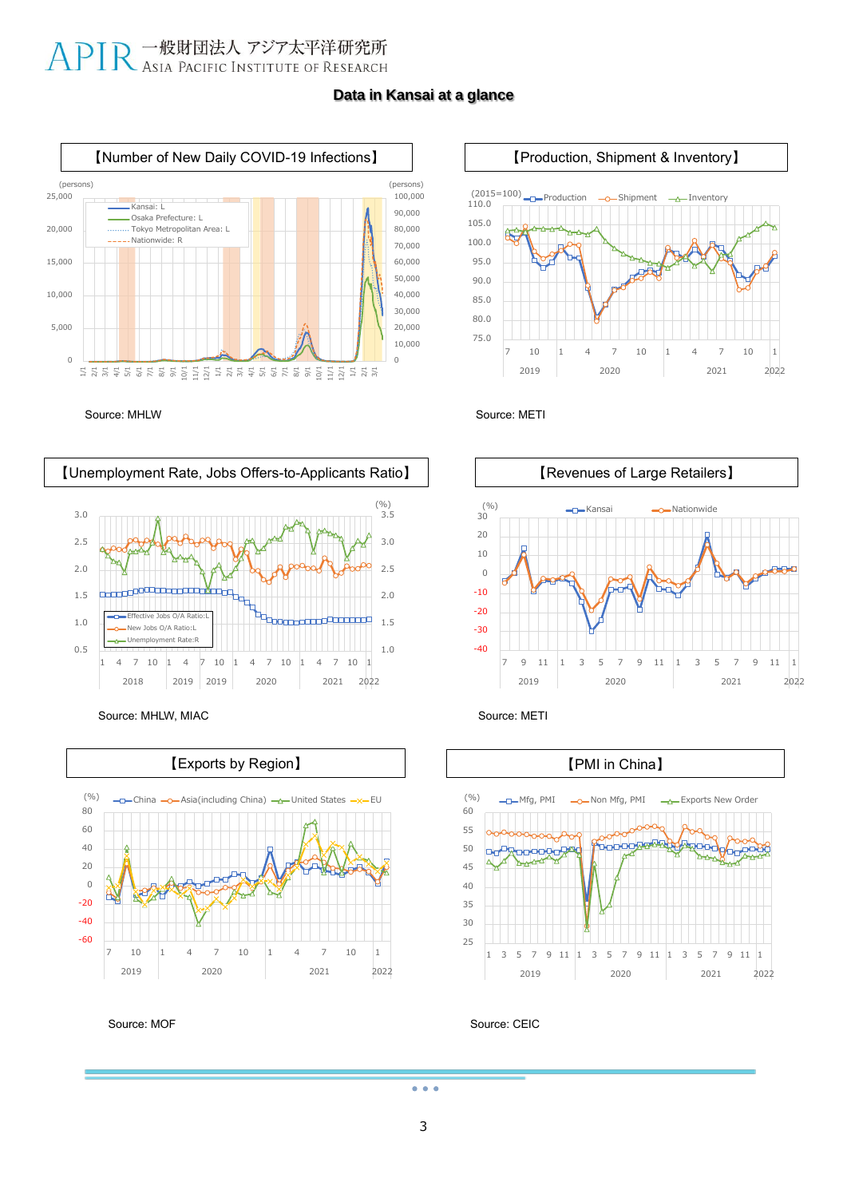# Data in Kansai at a glance

## 【Number of New Daily COVID-19 Infections】

Source: MHLW

## 【Production, Shipment & Inventory】

Source: METI

## 【Unemployment Rate, Jobs Offers-to-Applicants Ratio】

Source: MHLW, MIAC

## 【Revenues of Large Retailers】

Source: METI

## 【Exports by Region】

Source: MOF

## 【PMI in China】

Source: CEIC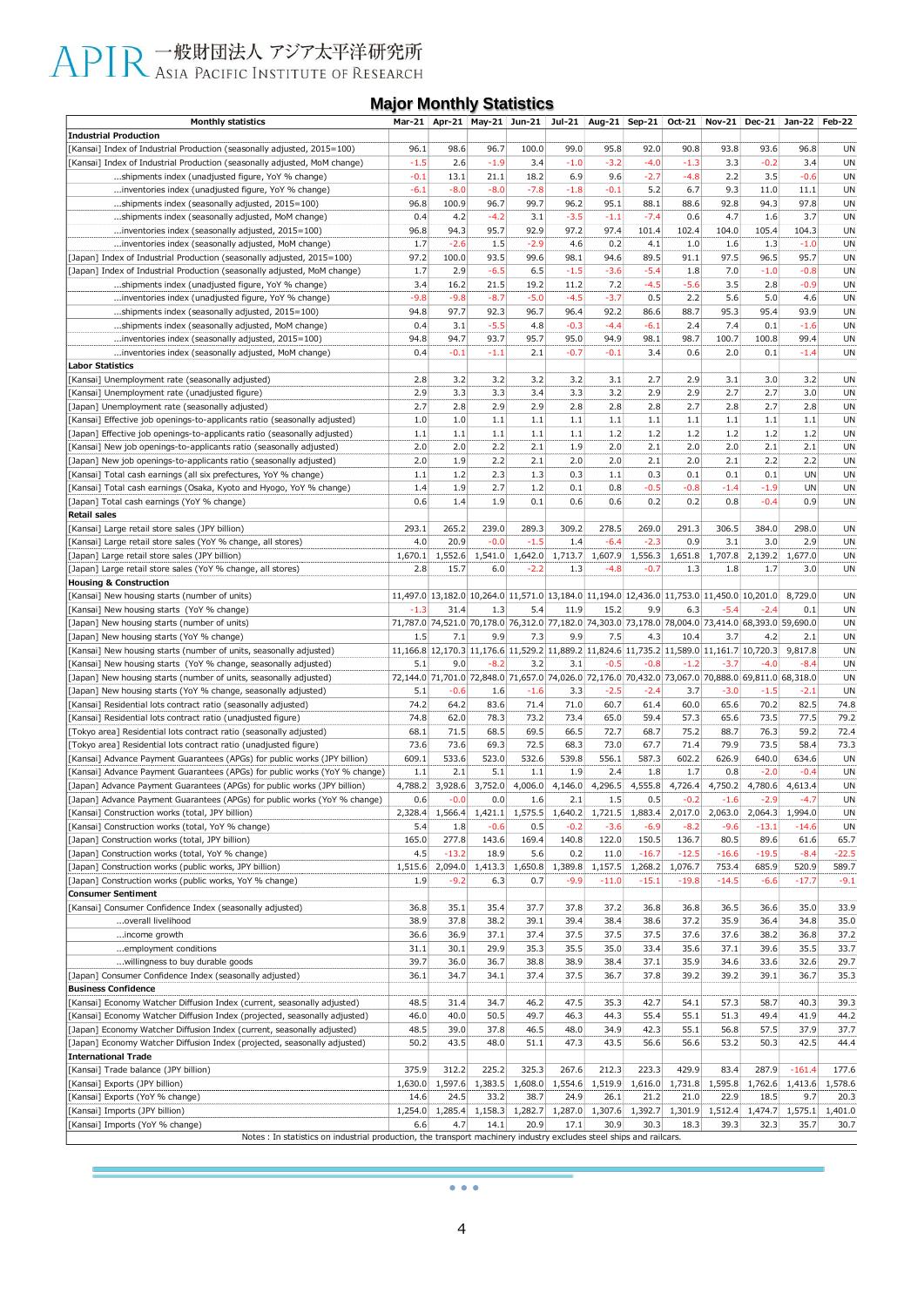## Major Monthly Statistics

| Monthly statistics | Mar-21 | Apr-21 | May-21 | Jun-21 | Jul-21 | Aug-21 | Sep-21 | Oct-21 | Nov-21 | Dec-21 | Jan-22 | Feb-22 |
|---|---|---|---|---|---|---|---|---|---|---|---|---|
| **Industrial Production** | | | | | | | | | | | | |
| [Kansai] Index of Industrial Production (seasonally adjusted, 2015=100) | 96.1 | 98.6 | 96.7 | 100.0 | 99.0 | 95.8 | 92.0 | 90.8 | 93.8 | 93.6 | 96.8 | UN |
| [Kansai] Index of Industrial Production (seasonally adjusted, MoM change) | -1.5 | 2.6 | -1.9 | 3.4 | -1.0 | -3.2 | -4.0 | -1.3 | 3.3 | -0.2 | 3.4 | UN |
| ...shipments index (unadjusted figure, YoY % change) | -0.1 | 13.1 | 21.1 | 18.2 | 6.9 | 9.6 | -2.7 | -4.8 | 2.2 | 3.5 | -0.6 | UN |
| ...inventories index (unadjusted figure, YoY % change) | -6.1 | -8.0 | -8.0 | -7.8 | -1.8 | -0.1 | 5.2 | 6.7 | 9.3 | 11.0 | 11.1 | UN |
| ...shipments index (seasonally adjusted, 2015=100) | 96.8 | 100.9 | 96.7 | 99.7 | 96.2 | 95.1 | 88.1 | 88.6 | 92.8 | 94.3 | 97.8 | UN |
| ...shipments index (seasonally adjusted, MoM change) | 0.4 | 4.2 | -4.2 | 3.1 | -3.5 | -1.1 | -7.4 | 0.6 | 4.7 | 1.6 | 3.7 | UN |
| ...inventories index (seasonally adjusted, 2015=100) | 96.8 | 94.3 | 95.7 | 92.9 | 97.2 | 97.4 | 101.4 | 102.4 | 104.0 | 105.4 | 104.3 | UN |
| ...inventories index (seasonally adjusted, MoM change) | 1.7 | -2.6 | 1.5 | -2.9 | 4.6 | 0.2 | 4.1 | 1.0 | 1.6 | 1.3 | -1.0 | UN |
| [Japan] Index of Industrial Production (seasonally adjusted, 2015=100) | 97.2 | 100.0 | 93.5 | 99.6 | 98.1 | 94.6 | 89.5 | 91.1 | 97.5 | 96.5 | 95.7 | UN |
| [Japan] Index of Industrial Production (seasonally adjusted, MoM change) | 1.7 | 2.9 | -6.5 | 6.5 | -1.5 | -3.6 | -5.4 | 1.8 | 7.0 | -1.0 | -0.8 | UN |
| ...shipments index (unadjusted figure, YoY % change) | 3.4 | 16.2 | 21.5 | 19.2 | 11.2 | 7.2 | -4.5 | -5.6 | 3.5 | 2.8 | -0.9 | UN |
| ...inventories index (unadjusted figure, YoY % change) | -9.8 | -9.8 | -8.7 | -5.0 | -4.5 | -3.7 | 0.5 | 2.2 | 5.6 | 5.0 | 4.6 | UN |
| ...shipments index (seasonally adjusted, 2015=100) | 94.8 | 97.7 | 92.3 | 96.7 | 96.4 | 92.2 | 86.6 | 88.7 | 95.3 | 95.4 | 93.9 | UN |
| ...shipments index (seasonally adjusted, MoM change) | 0.4 | 3.1 | -5.5 | 4.8 | -0.3 | -4.4 | -6.1 | 2.4 | 7.4 | 0.1 | -1.6 | UN |
| ...inventories index (seasonally adjusted, 2015=100) | 94.8 | 94.7 | 93.7 | 95.7 | 95.0 | 94.9 | 98.1 | 98.7 | 100.7 | 100.8 | 99.4 | UN |
| ...inventories index (seasonally adjusted, MoM change) | 0.4 | -0.1 | -1.1 | 2.1 | -0.7 | -0.1 | 3.4 | 0.6 | 2.0 | 0.1 | -1.4 | UN |
| **Labor Statistics** | | | | | | | | | | | | |
| [Kansai] Unemployment rate (seasonally adjusted) | 2.8 | 3.2 | 3.2 | 3.2 | 3.2 | 3.1 | 2.7 | 2.9 | 3.1 | 3.0 | 3.2 | UN |
| [Kansai] Unemployment rate (unadjusted figure) | 2.9 | 3.3 | 3.3 | 3.4 | 3.3 | 3.2 | 2.9 | 2.9 | 2.7 | 2.7 | 3.0 | UN |
| [Japan] Unemployment rate (seasonally adjusted) | 2.7 | 2.8 | 2.9 | 2.9 | 2.8 | 2.8 | 2.8 | 2.7 | 2.8 | 2.7 | 2.8 | UN |
| [Kansai] Effective job openings-to-applicants ratio (seasonally adjusted) | 1.0 | 1.0 | 1.1 | 1.1 | 1.1 | 1.1 | 1.1 | 1.1 | 1.1 | 1.1 | 1.1 | UN |
| [Japan] Effective job openings-to-applicants ratio (seasonally adjusted) | 1.1 | 1.1 | 1.1 | 1.1 | 1.1 | 1.2 | 1.2 | 1.2 | 1.2 | 1.2 | 1.2 | UN |
| [Kansai] New job openings-to-applicants ratio (seasonally adjusted) | 2.0 | 2.0 | 2.2 | 2.1 | 1.9 | 2.0 | 2.1 | 2.0 | 2.0 | 2.1 | 2.1 | UN |
| [Japan] New job openings-to-applicants ratio (seasonally adjusted) | 2.0 | 1.9 | 2.2 | 2.1 | 2.0 | 2.0 | 2.1 | 2.0 | 2.1 | 2.2 | 2.2 | UN |
| [Kansai] Total cash earnings (all six prefectures, YoY % change) | 1.1 | 1.2 | 2.3 | 1.3 | 0.3 | 1.1 | 0.3 | 0.1 | 0.1 | 0.1 | UN | UN |
| [Kansai] Total cash earnings (Osaka, Kyoto and Hyogo, YoY % change) | 1.4 | 1.9 | 2.7 | 1.2 | 0.1 | 0.8 | -0.5 | -0.8 | -1.4 | -1.9 | UN | UN |
| [Japan] Total cash earnings (YoY % change) | 0.6 | 1.4 | 1.9 | 0.1 | 0.6 | 0.6 | 0.2 | 0.2 | 0.8 | -0.4 | 0.9 | UN |
| **Retail sales** | | | | | | | | | | | | |
| [Kansai] Large retail store sales (JPY billion) | 293.1 | 265.2 | 239.0 | 289.3 | 309.2 | 278.5 | 269.0 | 291.3 | 306.5 | 384.0 | 298.0 | UN |
| [Kansai] Large retail store sales (YoY % change, all stores) | 4.0 | 20.9 | -0.0 | -1.5 | 1.4 | -6.4 | -2.3 | 0.9 | 3.1 | 3.0 | 2.9 | UN |
| [Japan] Large retail store sales (JPY billion) | 1,670.1 | 1,552.6 | 1,541.0 | 1,642.0 | 1,713.7 | 1,607.9 | 1,556.3 | 1,651.8 | 1,707.8 | 2,139.2 | 1,677.0 | UN |
| [Japan] Large retail store sales (YoY % change, all stores) | 2.8 | 15.7 | 6.0 | -2.2 | 1.3 | -4.8 | -0.7 | 1.3 | 1.8 | 1.7 | 3.0 | UN |
| **Housing & Construction** | | | | | | | | | | | | |
| [Kansai] New housing starts (number of units) | 11,497.0 | 13,182.0 | 10,264.0 | 11,571.0 | 13,184.0 | 11,194.0 | 12,436.0 | 11,753.0 | 11,450.0 | 10,201.0 | 8,729.0 | UN |
| [Kansai] New housing starts (YoY % change) | -1.3 | 31.4 | 1.3 | 5.4 | 11.9 | 15.2 | 9.9 | 6.3 | -5.4 | -2.4 | 0.1 | UN |
| [Japan] New housing starts (number of units) | 71,787.0 | 74,521.0 | 70,178.0 | 76,312.0 | 77,182.0 | 74,303.0 | 73,178.0 | 78,004.0 | 73,414.0 | 68,393.0 | 59,690.0 | UN |
| [Japan] New housing starts (YoY % change) | 1.5 | 7.1 | 9.9 | 7.3 | 9.9 | 7.5 | 4.3 | 10.4 | 3.7 | 4.2 | 2.1 | UN |
| [Kansai] New housing starts (number of units, seasonally adjusted) | 11,166.8 | 12,170.3 | 11,176.6 | 11,529.2 | 11,889.2 | 11,824.6 | 11,735.2 | 11,589.0 | 11,161.7 | 10,720.3 | 9,817.8 | UN |
| [Kansai] New housing starts (YoY % change, seasonally adjusted) | 5.1 | 9.0 | -8.2 | 3.2 | 3.1 | -0.5 | -0.8 | -1.2 | -3.7 | -4.0 | -8.4 | UN |
| [Japan] New housing starts (number of units, seasonally adjusted) | 72,144.0 | 71,701.0 | 72,848.0 | 71,657.0 | 74,026.0 | 72,176.0 | 70,432.0 | 73,067.0 | 70,888.0 | 69,811.0 | 68,318.0 | UN |
| [Japan] New housing starts (YoY % change, seasonally adjusted) | 5.1 | -0.6 | 1.6 | -1.6 | 3.3 | -2.5 | -2.4 | 3.7 | -3.0 | -1.5 | -2.1 | UN |
| [Kansai] Residential lots contract ratio (seasonally adjusted) | 74.2 | 64.2 | 83.6 | 71.4 | 71.0 | 60.7 | 61.4 | 60.0 | 65.6 | 70.2 | 82.5 | 74.8 |
| [Kansai] Residential lots contract ratio (unadjusted figure) | 74.8 | 62.0 | 78.3 | 73.2 | 73.4 | 65.0 | 59.4 | 57.3 | 65.6 | 73.5 | 77.5 | 79.2 |
| [Tokyo area] Residential lots contract ratio (seasonally adjusted) | 68.1 | 71.5 | 68.5 | 69.5 | 66.5 | 72.7 | 68.7 | 75.2 | 88.7 | 76.3 | 59.2 | 72.4 |
| [Tokyo area] Residential lots contract ratio (unadjusted figure) | 73.6 | 73.6 | 69.3 | 72.5 | 68.3 | 73.0 | 67.7 | 71.4 | 79.9 | 73.5 | 58.4 | 73.3 |
| [Kansai] Advance Payment Guarantees (APGs) for public works (JPY billion) | 609.1 | 533.6 | 523.0 | 532.6 | 539.8 | 556.1 | 587.3 | 602.2 | 626.9 | 640.0 | 634.6 | UN |
| [Kansai] Advance Payment Guarantees (APGs) for public works (YoY % change) | 1.1 | 2.1 | 5.1 | 1.1 | 1.9 | 2.4 | 1.8 | 1.7 | 0.8 | -2.0 | -0.4 | UN |
| [Japan] Advance Payment Guarantees (APGs) for public works (JPY billion) | 4,788.2 | 3,928.6 | 3,752.0 | 4,006.0 | 4,146.0 | 4,296.5 | 4,555.8 | 4,726.4 | 4,750.2 | 4,780.6 | 4,613.4 | UN |
| [Japan] Advance Payment Guarantees (APGs) for public works (YoY % change) | 0.6 | -0.0 | 0.0 | 1.6 | 2.1 | 1.5 | 0.5 | -0.2 | -1.6 | -2.9 | -4.7 | UN |
| [Kansai] Construction works (total, JPY billion) | 2,328.4 | 1,566.4 | 1,421.1 | 1,575.5 | 1,640.2 | 1,721.5 | 1,883.4 | 2,017.0 | 2,063.0 | 2,064.3 | 1,994.0 | UN |
| [Kansai] Construction works (total, YoY % change) | 5.4 | 1.8 | -0.6 | 0.5 | -0.2 | -3.6 | -6.9 | -8.2 | -9.6 | -13.1 | -14.6 | UN |
| [Japan] Construction works (total, JPY billion) | 165.0 | 277.8 | 143.6 | 169.4 | 140.8 | 122.0 | 150.5 | 136.7 | 80.5 | 89.6 | 61.6 | 65.7 |
| [Japan] Construction works (total, YoY % change) | 4.5 | -13.2 | 18.9 | 5.6 | 0.2 | 11.0 | -16.7 | -12.5 | -16.6 | -19.5 | -8.4 | -22.5 |
| [Japan] Construction works (public works, JPY billion) | 1,515.6 | 2,094.0 | 1,413.3 | 1,650.8 | 1,389.8 | 1,157.5 | 1,268.2 | 1,076.7 | 753.4 | 685.9 | 520.9 | 589.7 |
| [Japan] Construction works (public works, YoY % change) | 1.9 | -9.2 | 6.3 | 0.7 | -9.9 | -11.0 | -15.1 | -19.8 | -14.5 | -6.6 | -17.7 | -9.1 |
| **Consumer Sentiment** | | | | | | | | | | | | |
| [Kansai] Consumer Confidence Index (seasonally adjusted) | 36.8 | 35.1 | 35.4 | 37.7 | 37.8 | 37.2 | 36.8 | 36.8 | 36.5 | 36.6 | 35.0 | 33.9 |
| ...overall livelihood | 38.9 | 37.8 | 38.2 | 39.1 | 39.4 | 38.4 | 38.6 | 37.2 | 35.9 | 36.4 | 34.8 | 35.0 |
| ...income growth | 36.6 | 36.9 | 37.1 | 37.4 | 37.5 | 37.5 | 37.5 | 37.6 | 37.6 | 38.2 | 36.8 | 37.2 |
| ...employment conditions | 31.1 | 30.1 | 29.9 | 35.3 | 35.5 | 35.0 | 33.4 | 35.6 | 37.1 | 39.6 | 35.5 | 33.7 |
| ...willingness to buy durable goods | 39.7 | 36.0 | 36.7 | 38.8 | 38.9 | 38.4 | 37.1 | 35.9 | 34.6 | 33.6 | 32.6 | 29.7 |
| [Japan] Consumer Confidence Index (seasonally adjusted) | 36.1 | 34.7 | 34.1 | 37.4 | 37.5 | 36.7 | 37.8 | 39.2 | 39.2 | 39.1 | 36.7 | 35.3 |
| **Business Confidence** | | | | | | | | | | | | |
| [Kansai] Economy Watcher Diffusion Index (current, seasonally adjusted) | 48.5 | 31.4 | 34.7 | 46.2 | 47.5 | 35.3 | 42.7 | 54.1 | 57.3 | 58.7 | 40.3 | 39.3 |
| [Kansai] Economy Watcher Diffusion Index (projected, seasonally adjusted) | 46.0 | 40.0 | 50.5 | 49.7 | 46.3 | 44.3 | 55.4 | 55.1 | 51.3 | 49.4 | 41.9 | 44.2 |
| [Japan] Economy Watcher Diffusion Index (current, seasonally adjusted) | 48.5 | 39.0 | 37.8 | 46.5 | 48.0 | 34.9 | 42.3 | 55.1 | 56.8 | 57.5 | 37.9 | 37.7 |
| [Japan] Economy Watcher Diffusion Index (projected, seasonally adjusted) | 50.2 | 43.5 | 48.0 | 51.1 | 47.3 | 43.5 | 56.6 | 56.6 | 53.2 | 50.3 | 42.5 | 44.4 |
| **International Trade** | | | | | | | | | | | | |
| [Kansai] Trade balance (JPY billion) | 375.9 | 312.2 | 225.2 | 325.3 | 267.6 | 212.3 | 223.3 | 429.9 | 83.4 | 287.9 | -161.4 | 177.6 |
| [Kansai] Exports (JPY billion) | 1,630.0 | 1,597.6 | 1,383.5 | 1,608.0 | 1,554.6 | 1,519.9 | 1,616.0 | 1,731.8 | 1,595.8 | 1,762.6 | 1,413.6 | 1,578.6 |
| [Kansai] Exports (YoY % change) | 14.6 | 24.5 | 33.2 | 38.7 | 24.9 | 26.1 | 21.2 | 21.0 | 22.9 | 18.5 | 9.7 | 20.3 |
| [Kansai] Imports (JPY billion) | 1,254.0 | 1,285.4 | 1,158.3 | 1,282.7 | 1,287.0 | 1,307.6 | 1,392.7 | 1,301.9 | 1,512.4 | 1,474.7 | 1,575.1 | 1,401.0 |
| [Kansai] Imports (YoY % change) | 6.6 | 4.7 | 14.1 | 20.9 | 17.1 | 30.9 | 30.3 | 18.3 | 39.3 | 32.3 | 35.7 | 30.7 |

Notes : In statistics on industrial production, the transport machinery industry excludes steel ships and railcars.